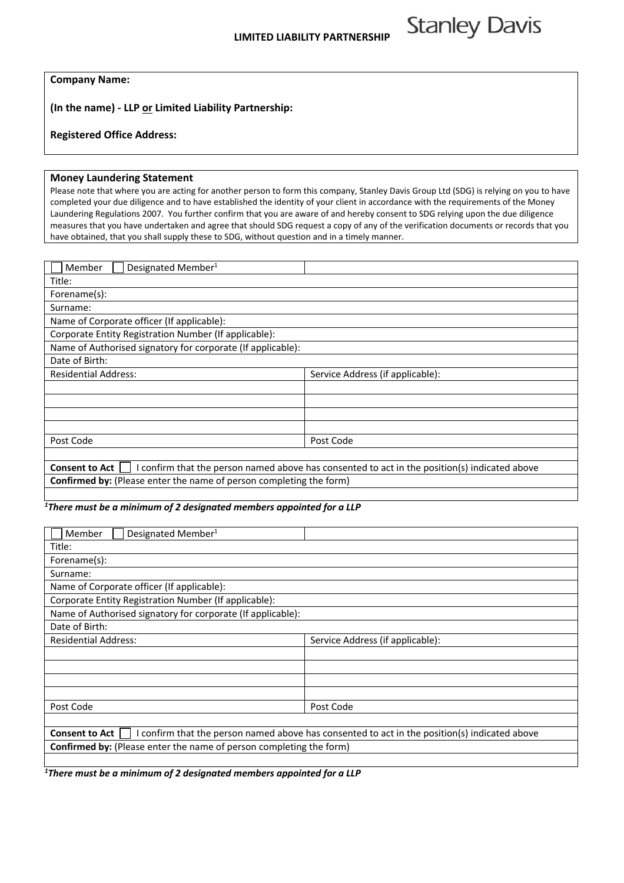# LIMITED LIABILITY PARTNERSHIP

Stanley Davis

**Company Name:**

**(In the name) - LLP or Limited Liability Partnership:**

**Registered Office Address:**

**Money Laundering Statement**

Please note that where you are acting for another person to form this company, Stanley Davis Group Ltd (SDG) is relying on you to have completed your due diligence and to have established the identity of your client in accordance with the requirements of the Money Laundering Regulations 2007. You further confirm that you are aware of and hereby consent to SDG relying upon the due diligence measures that you have undertaken and agree that should SDG request a copy of any of the verification documents or records that you have obtained, that you shall supply these to SDG, without question and in a timely manner.

| ☐ Member ☐ Designated Member[1] | |
|---|---|
| Title: | |
| Forename(s): | |
| Surname: | |
| Name of Corporate officer (If applicable): | |
| Corporate Entity Registration Number (If applicable): | |
| Name of Authorised signatory for corporate (If applicable): | |
| Date of Birth: | |
| Residential Address: | Service Address (if applicable): |
| | |
| | |
| | |
| | |
| Post Code | Post Code |
| | |
| **Consent to Act** ☐ I confirm that the person named above has consented to act in the position(s) indicated above | |
| **Confirmed by:** (Please enter the name of person completing the form) | |
| | |

***[1]There must be a minimum of 2 designated members appointed for a LLP***

| ☐ Member ☐ Designated Member[1] | |
|---|---|
| Title: | |
| Forename(s): | |
| Surname: | |
| Name of Corporate officer (If applicable): | |
| Corporate Entity Registration Number (If applicable): | |
| Name of Authorised signatory for corporate (If applicable): | |
| Date of Birth: | |
| Residential Address: | Service Address (if applicable): |
| | |
| | |
| | |
| | |
| Post Code | Post Code |
| | |
| **Consent to Act** ☐ I confirm that the person named above has consented to act in the position(s) indicated above | |
| **Confirmed by:** (Please enter the name of person completing the form) | |
| | |

***[1]There must be a minimum of 2 designated members appointed for a LLP***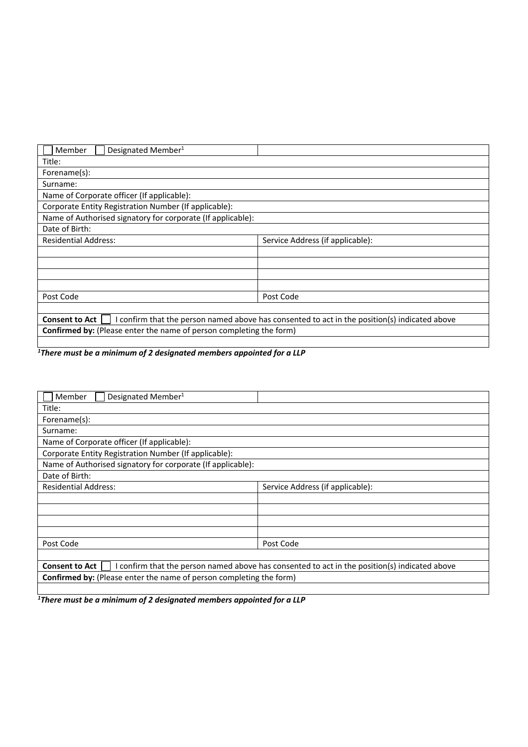| | |
|---|---|
| ☐ Member ☐ Designated Member[1] | |
| Title: | |
| Forename(s): | |
| Surname: | |
| Name of Corporate officer (If applicable): | |
| Corporate Entity Registration Number (If applicable): | |
| Name of Authorised signatory for corporate (If applicable): | |
| Date of Birth: | |
| Residential Address: | Service Address (if applicable): |
| | |
| | |
| | |
| | |
| Post Code | Post Code |
| | |
| **Consent to Act** ☐ I confirm that the person named above has consented to act in the position(s) indicated above | |
| **Confirmed by:** (Please enter the name of person completing the form) | |
| | |

***[1]There must be a minimum of 2 designated members appointed for a LLP***

| | |
|---|---|
| ☐ Member ☐ Designated Member[1] | |
| Title: | |
| Forename(s): | |
| Surname: | |
| Name of Corporate officer (If applicable): | |
| Corporate Entity Registration Number (If applicable): | |
| Name of Authorised signatory for corporate (If applicable): | |
| Date of Birth: | |
| Residential Address: | Service Address (if applicable): |
| | |
| | |
| | |
| | |
| Post Code | Post Code |
| | |
| **Consent to Act** ☐ I confirm that the person named above has consented to act in the position(s) indicated above | |
| **Confirmed by:** (Please enter the name of person completing the form) | |
| | |

***[1]There must be a minimum of 2 designated members appointed for a LLP***